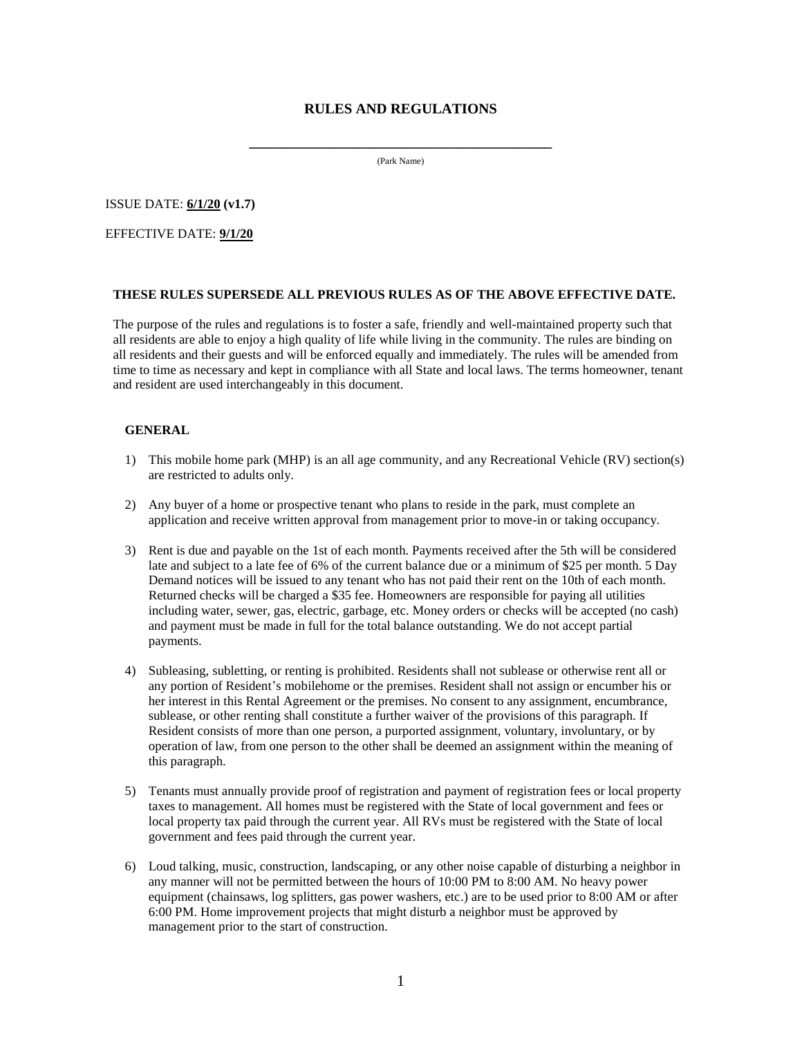# RULES AND REGULATIONS

_______________________________________________

(Park Name)

ISSUE DATE: **6/1/20 (v1.7)**

EFFECTIVE DATE: **9/1/20**

**THESE RULES SUPERSEDE ALL PREVIOUS RULES AS OF THE ABOVE EFFECTIVE DATE.**

The purpose of the rules and regulations is to foster a safe, friendly and well-maintained property such that all residents are able to enjoy a high quality of life while living in the community. The rules are binding on all residents and their guests and will be enforced equally and immediately. The rules will be amended from time to time as necessary and kept in compliance with all State and local laws. The terms homeowner, tenant and resident are used interchangeably in this document.

## GENERAL

1) This mobile home park (MHP) is an all age community, and any Recreational Vehicle (RV) section(s) are restricted to adults only.

2) Any buyer of a home or prospective tenant who plans to reside in the park, must complete an application and receive written approval from management prior to move-in or taking occupancy.

3) Rent is due and payable on the 1st of each month. Payments received after the 5th will be considered late and subject to a late fee of 6% of the current balance due or a minimum of $25 per month. 5 Day Demand notices will be issued to any tenant who has not paid their rent on the 10th of each month. Returned checks will be charged a $35 fee. Homeowners are responsible for paying all utilities including water, sewer, gas, electric, garbage, etc. Money orders or checks will be accepted (no cash) and payment must be made in full for the total balance outstanding. We do not accept partial payments.

4) Subleasing, subletting, or renting is prohibited. Residents shall not sublease or otherwise rent all or any portion of Resident's mobilehome or the premises. Resident shall not assign or encumber his or her interest in this Rental Agreement or the premises. No consent to any assignment, encumbrance, sublease, or other renting shall constitute a further waiver of the provisions of this paragraph. If Resident consists of more than one person, a purported assignment, voluntary, involuntary, or by operation of law, from one person to the other shall be deemed an assignment within the meaning of this paragraph.

5) Tenants must annually provide proof of registration and payment of registration fees or local property taxes to management. All homes must be registered with the State of local government and fees or local property tax paid through the current year. All RVs must be registered with the State of local government and fees paid through the current year.

6) Loud talking, music, construction, landscaping, or any other noise capable of disturbing a neighbor in any manner will not be permitted between the hours of 10:00 PM to 8:00 AM. No heavy power equipment (chainsaws, log splitters, gas power washers, etc.) are to be used prior to 8:00 AM or after 6:00 PM. Home improvement projects that might disturb a neighbor must be approved by management prior to the start of construction.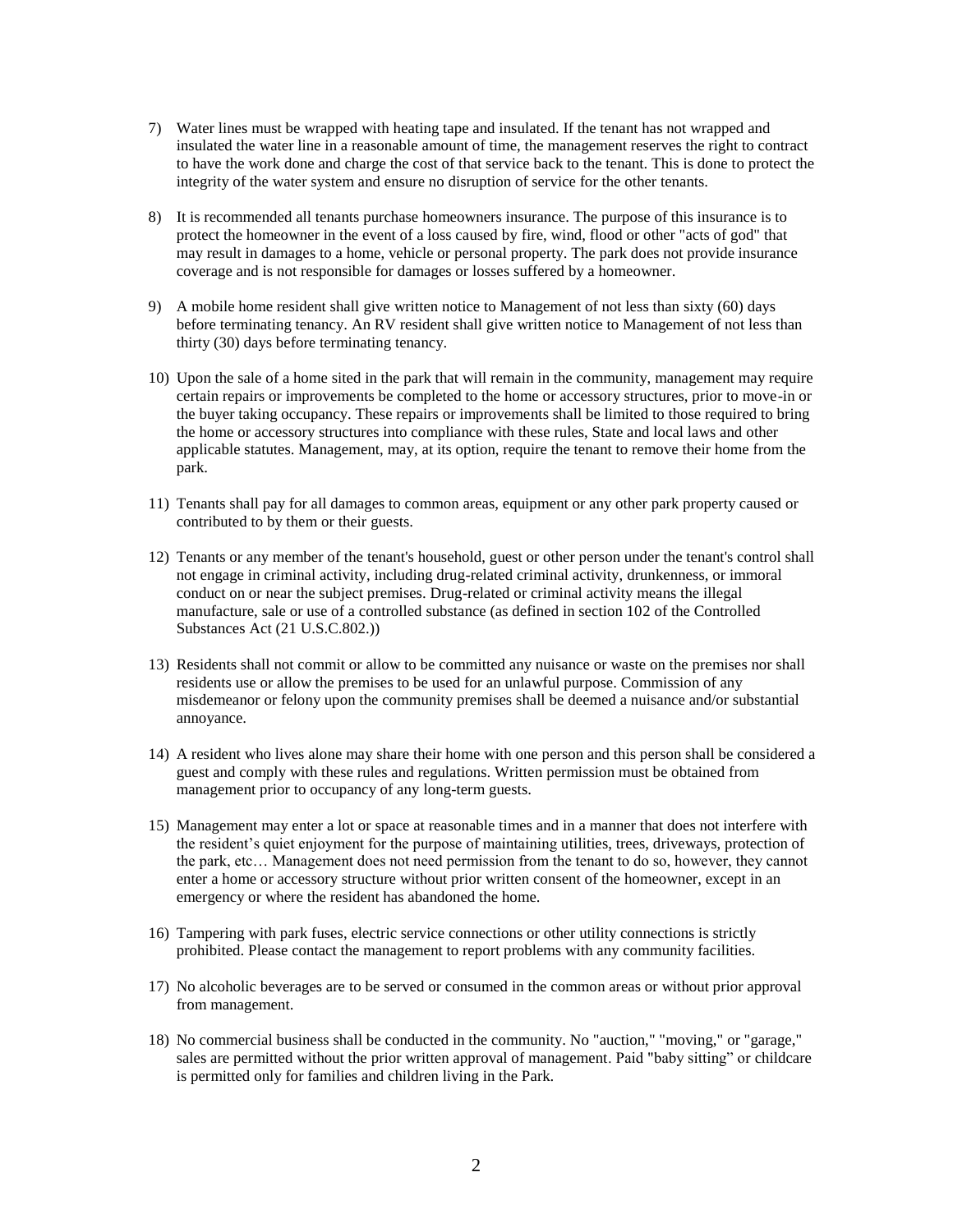7) Water lines must be wrapped with heating tape and insulated. If the tenant has not wrapped and insulated the water line in a reasonable amount of time, the management reserves the right to contract to have the work done and charge the cost of that service back to the tenant. This is done to protect the integrity of the water system and ensure no disruption of service for the other tenants.

8) It is recommended all tenants purchase homeowners insurance. The purpose of this insurance is to protect the homeowner in the event of a loss caused by fire, wind, flood or other "acts of god" that may result in damages to a home, vehicle or personal property. The park does not provide insurance coverage and is not responsible for damages or losses suffered by a homeowner.

9) A mobile home resident shall give written notice to Management of not less than sixty (60) days before terminating tenancy. An RV resident shall give written notice to Management of not less than thirty (30) days before terminating tenancy.

10) Upon the sale of a home sited in the park that will remain in the community, management may require certain repairs or improvements be completed to the home or accessory structures, prior to move-in or the buyer taking occupancy. These repairs or improvements shall be limited to those required to bring the home or accessory structures into compliance with these rules, State and local laws and other applicable statutes. Management, may, at its option, require the tenant to remove their home from the park.

11) Tenants shall pay for all damages to common areas, equipment or any other park property caused or contributed to by them or their guests.

12) Tenants or any member of the tenant's household, guest or other person under the tenant's control shall not engage in criminal activity, including drug-related criminal activity, drunkenness, or immoral conduct on or near the subject premises. Drug-related or criminal activity means the illegal manufacture, sale or use of a controlled substance (as defined in section 102 of the Controlled Substances Act (21 U.S.C.802.))

13) Residents shall not commit or allow to be committed any nuisance or waste on the premises nor shall residents use or allow the premises to be used for an unlawful purpose. Commission of any misdemeanor or felony upon the community premises shall be deemed a nuisance and/or substantial annoyance.

14) A resident who lives alone may share their home with one person and this person shall be considered a guest and comply with these rules and regulations. Written permission must be obtained from management prior to occupancy of any long-term guests.

15) Management may enter a lot or space at reasonable times and in a manner that does not interfere with the resident's quiet enjoyment for the purpose of maintaining utilities, trees, driveways, protection of the park, etc… Management does not need permission from the tenant to do so, however, they cannot enter a home or accessory structure without prior written consent of the homeowner, except in an emergency or where the resident has abandoned the home.

16) Tampering with park fuses, electric service connections or other utility connections is strictly prohibited. Please contact the management to report problems with any community facilities.

17) No alcoholic beverages are to be served or consumed in the common areas or without prior approval from management.

18) No commercial business shall be conducted in the community. No "auction," "moving," or "garage," sales are permitted without the prior written approval of management. Paid "baby sitting" or childcare is permitted only for families and children living in the Park.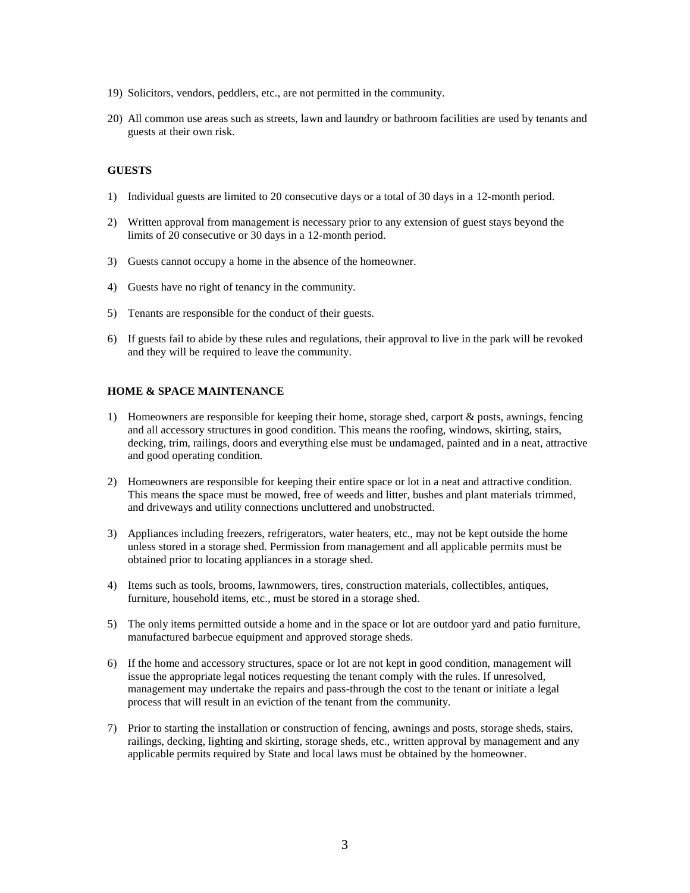19) Solicitors, vendors, peddlers, etc., are not permitted in the community.

20) All common use areas such as streets, lawn and laundry or bathroom facilities are used by tenants and guests at their own risk.

**GUESTS**

1) Individual guests are limited to 20 consecutive days or a total of 30 days in a 12-month period.

2) Written approval from management is necessary prior to any extension of guest stays beyond the limits of 20 consecutive or 30 days in a 12-month period.

3) Guests cannot occupy a home in the absence of the homeowner.

4) Guests have no right of tenancy in the community.

5) Tenants are responsible for the conduct of their guests.

6) If guests fail to abide by these rules and regulations, their approval to live in the park will be revoked and they will be required to leave the community.

**HOME & SPACE MAINTENANCE**

1) Homeowners are responsible for keeping their home, storage shed, carport & posts, awnings, fencing and all accessory structures in good condition. This means the roofing, windows, skirting, stairs, decking, trim, railings, doors and everything else must be undamaged, painted and in a neat, attractive and good operating condition.

2) Homeowners are responsible for keeping their entire space or lot in a neat and attractive condition. This means the space must be mowed, free of weeds and litter, bushes and plant materials trimmed, and driveways and utility connections uncluttered and unobstructed.

3) Appliances including freezers, refrigerators, water heaters, etc., may not be kept outside the home unless stored in a storage shed. Permission from management and all applicable permits must be obtained prior to locating appliances in a storage shed.

4) Items such as tools, brooms, lawnmowers, tires, construction materials, collectibles, antiques, furniture, household items, etc., must be stored in a storage shed.

5) The only items permitted outside a home and in the space or lot are outdoor yard and patio furniture, manufactured barbecue equipment and approved storage sheds.

6) If the home and accessory structures, space or lot are not kept in good condition, management will issue the appropriate legal notices requesting the tenant comply with the rules. If unresolved, management may undertake the repairs and pass-through the cost to the tenant or initiate a legal process that will result in an eviction of the tenant from the community.

7) Prior to starting the installation or construction of fencing, awnings and posts, storage sheds, stairs, railings, decking, lighting and skirting, storage sheds, etc., written approval by management and any applicable permits required by State and local laws must be obtained by the homeowner.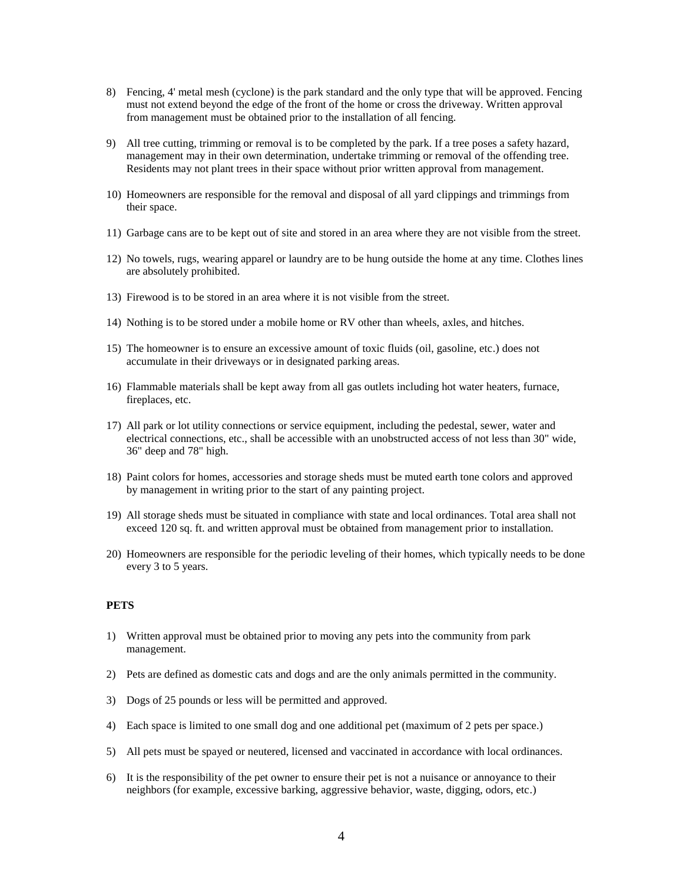8) Fencing, 4' metal mesh (cyclone) is the park standard and the only type that will be approved. Fencing must not extend beyond the edge of the front of the home or cross the driveway. Written approval from management must be obtained prior to the installation of all fencing.

9) All tree cutting, trimming or removal is to be completed by the park. If a tree poses a safety hazard, management may in their own determination, undertake trimming or removal of the offending tree. Residents may not plant trees in their space without prior written approval from management.

10) Homeowners are responsible for the removal and disposal of all yard clippings and trimmings from their space.

11) Garbage cans are to be kept out of site and stored in an area where they are not visible from the street.

12) No towels, rugs, wearing apparel or laundry are to be hung outside the home at any time. Clothes lines are absolutely prohibited.

13) Firewood is to be stored in an area where it is not visible from the street.

14) Nothing is to be stored under a mobile home or RV other than wheels, axles, and hitches.

15) The homeowner is to ensure an excessive amount of toxic fluids (oil, gasoline, etc.) does not accumulate in their driveways or in designated parking areas.

16) Flammable materials shall be kept away from all gas outlets including hot water heaters, furnace, fireplaces, etc.

17) All park or lot utility connections or service equipment, including the pedestal, sewer, water and electrical connections, etc., shall be accessible with an unobstructed access of not less than 30" wide, 36" deep and 78" high.

18) Paint colors for homes, accessories and storage sheds must be muted earth tone colors and approved by management in writing prior to the start of any painting project.

19) All storage sheds must be situated in compliance with state and local ordinances. Total area shall not exceed 120 sq. ft. and written approval must be obtained from management prior to installation.

20) Homeowners are responsible for the periodic leveling of their homes, which typically needs to be done every 3 to 5 years.

**PETS**

1) Written approval must be obtained prior to moving any pets into the community from park management.

2) Pets are defined as domestic cats and dogs and are the only animals permitted in the community.

3) Dogs of 25 pounds or less will be permitted and approved.

4) Each space is limited to one small dog and one additional pet (maximum of 2 pets per space.)

5) All pets must be spayed or neutered, licensed and vaccinated in accordance with local ordinances.

6) It is the responsibility of the pet owner to ensure their pet is not a nuisance or annoyance to their neighbors (for example, excessive barking, aggressive behavior, waste, digging, odors, etc.)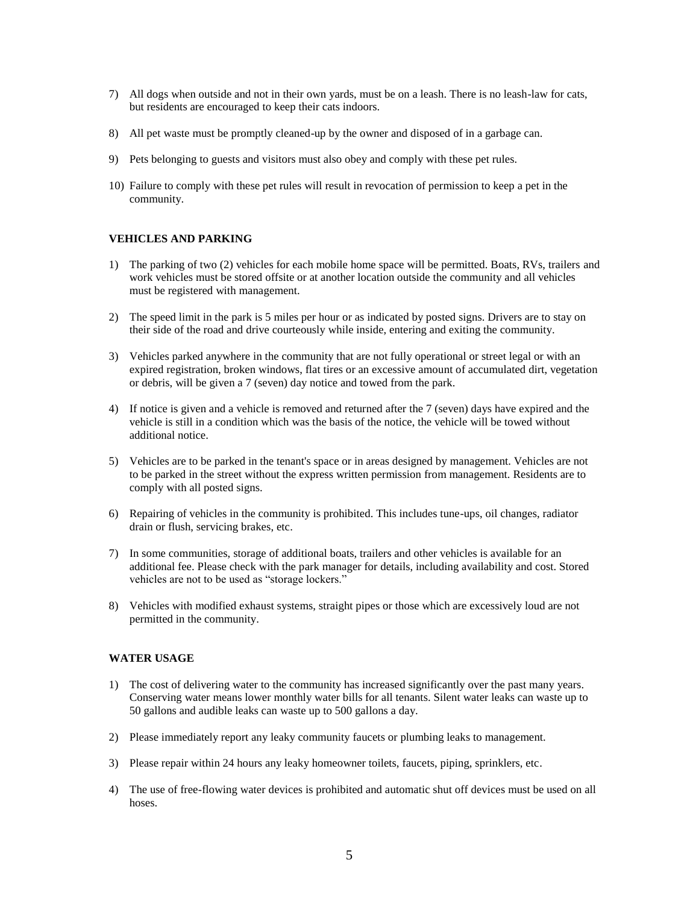7) All dogs when outside and not in their own yards, must be on a leash. There is no leash-law for cats, but residents are encouraged to keep their cats indoors.

8) All pet waste must be promptly cleaned-up by the owner and disposed of in a garbage can.

9) Pets belonging to guests and visitors must also obey and comply with these pet rules.

10) Failure to comply with these pet rules will result in revocation of permission to keep a pet in the community.

**VEHICLES AND PARKING**

1) The parking of two (2) vehicles for each mobile home space will be permitted. Boats, RVs, trailers and work vehicles must be stored offsite or at another location outside the community and all vehicles must be registered with management.

2) The speed limit in the park is 5 miles per hour or as indicated by posted signs. Drivers are to stay on their side of the road and drive courteously while inside, entering and exiting the community.

3) Vehicles parked anywhere in the community that are not fully operational or street legal or with an expired registration, broken windows, flat tires or an excessive amount of accumulated dirt, vegetation or debris, will be given a 7 (seven) day notice and towed from the park.

4) If notice is given and a vehicle is removed and returned after the 7 (seven) days have expired and the vehicle is still in a condition which was the basis of the notice, the vehicle will be towed without additional notice.

5) Vehicles are to be parked in the tenant's space or in areas designed by management. Vehicles are not to be parked in the street without the express written permission from management. Residents are to comply with all posted signs.

6) Repairing of vehicles in the community is prohibited. This includes tune-ups, oil changes, radiator drain or flush, servicing brakes, etc.

7) In some communities, storage of additional boats, trailers and other vehicles is available for an additional fee. Please check with the park manager for details, including availability and cost. Stored vehicles are not to be used as "storage lockers."

8) Vehicles with modified exhaust systems, straight pipes or those which are excessively loud are not permitted in the community.

**WATER USAGE**

1) The cost of delivering water to the community has increased significantly over the past many years. Conserving water means lower monthly water bills for all tenants. Silent water leaks can waste up to 50 gallons and audible leaks can waste up to 500 gallons a day.

2) Please immediately report any leaky community faucets or plumbing leaks to management.

3) Please repair within 24 hours any leaky homeowner toilets, faucets, piping, sprinklers, etc.

4) The use of free-flowing water devices is prohibited and automatic shut off devices must be used on all hoses.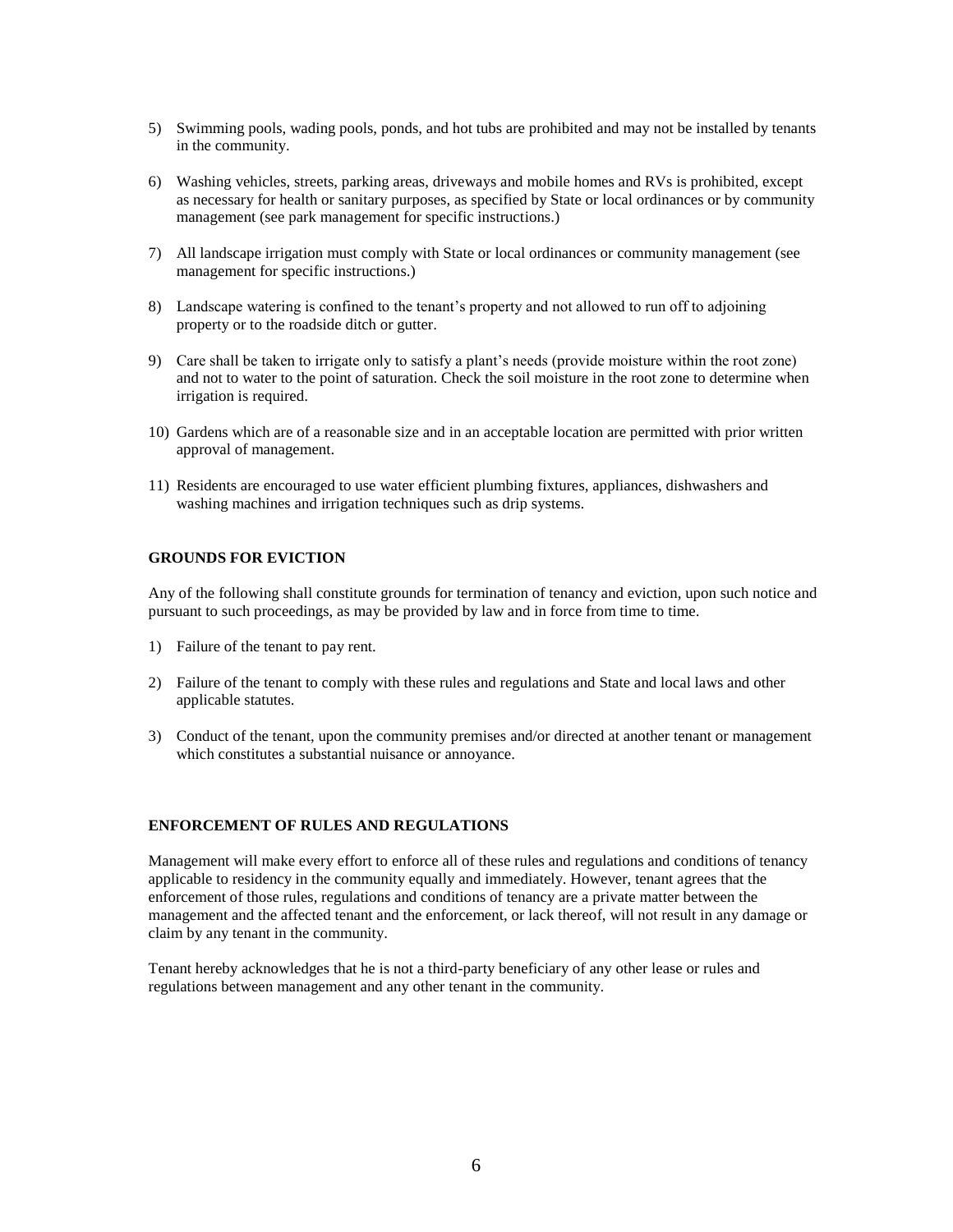5) Swimming pools, wading pools, ponds, and hot tubs are prohibited and may not be installed by tenants in the community.

6) Washing vehicles, streets, parking areas, driveways and mobile homes and RVs is prohibited, except as necessary for health or sanitary purposes, as specified by State or local ordinances or by community management (see park management for specific instructions.)

7) All landscape irrigation must comply with State or local ordinances or community management (see management for specific instructions.)

8) Landscape watering is confined to the tenant's property and not allowed to run off to adjoining property or to the roadside ditch or gutter.

9) Care shall be taken to irrigate only to satisfy a plant's needs (provide moisture within the root zone) and not to water to the point of saturation. Check the soil moisture in the root zone to determine when irrigation is required.

10) Gardens which are of a reasonable size and in an acceptable location are permitted with prior written approval of management.

11) Residents are encouraged to use water efficient plumbing fixtures, appliances, dishwashers and washing machines and irrigation techniques such as drip systems.

**GROUNDS FOR EVICTION**

Any of the following shall constitute grounds for termination of tenancy and eviction, upon such notice and pursuant to such proceedings, as may be provided by law and in force from time to time.

1) Failure of the tenant to pay rent.

2) Failure of the tenant to comply with these rules and regulations and State and local laws and other applicable statutes.

3) Conduct of the tenant, upon the community premises and/or directed at another tenant or management which constitutes a substantial nuisance or annoyance.

**ENFORCEMENT OF RULES AND REGULATIONS**

Management will make every effort to enforce all of these rules and regulations and conditions of tenancy applicable to residency in the community equally and immediately. However, tenant agrees that the enforcement of those rules, regulations and conditions of tenancy are a private matter between the management and the affected tenant and the enforcement, or lack thereof, will not result in any damage or claim by any tenant in the community.

Tenant hereby acknowledges that he is not a third-party beneficiary of any other lease or rules and regulations between management and any other tenant in the community.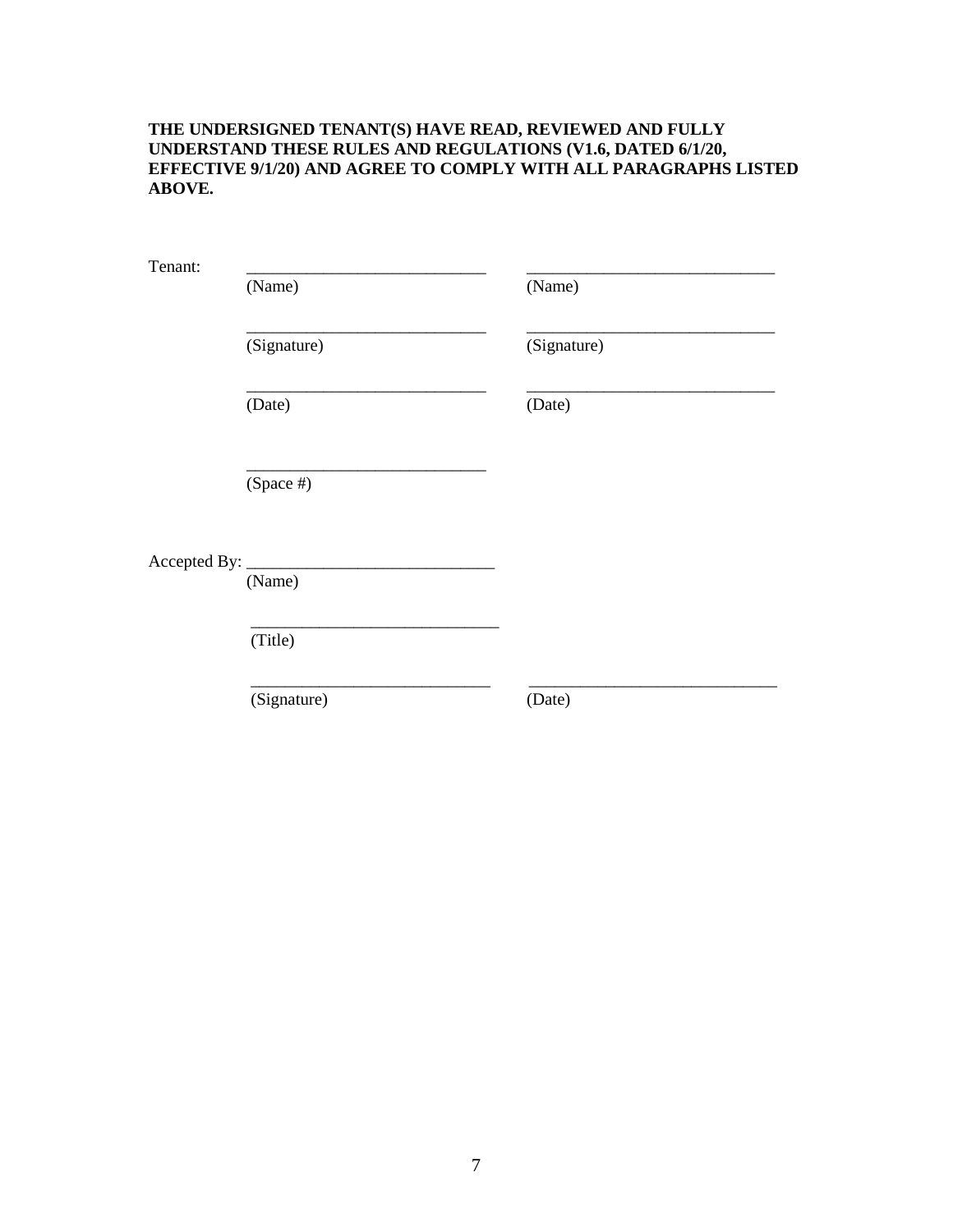**THE UNDERSIGNED TENANT(S) HAVE READ, REVIEWED AND FULLY UNDERSTAND THESE RULES AND REGULATIONS (V1.6, DATED 6/1/20, EFFECTIVE 9/1/20) AND AGREE TO COMPLY WITH ALL PARAGRAPHS LISTED ABOVE.**

Tenant: \_\_\_\_\_\_\_\_\_\_\_\_\_\_\_\_\_\_\_\_\_\_\_\_\_\_\_\_\_\_ \_\_\_\_\_\_\_\_\_\_\_\_\_\_\_\_\_\_\_\_\_\_\_\_\_\_\_\_\_\_
(Name) (Name)

\_\_\_\_\_\_\_\_\_\_\_\_\_\_\_\_\_\_\_\_\_\_\_\_\_\_\_\_\_\_ \_\_\_\_\_\_\_\_\_\_\_\_\_\_\_\_\_\_\_\_\_\_\_\_\_\_\_\_\_\_
(Signature) (Signature)

\_\_\_\_\_\_\_\_\_\_\_\_\_\_\_\_\_\_\_\_\_\_\_\_\_\_\_\_\_\_ \_\_\_\_\_\_\_\_\_\_\_\_\_\_\_\_\_\_\_\_\_\_\_\_\_\_\_\_\_\_
(Date) (Date)

\_\_\_\_\_\_\_\_\_\_\_\_\_\_\_\_\_\_\_\_\_\_\_\_\_\_\_\_\_\_
(Space #)

Accepted By: \_\_\_\_\_\_\_\_\_\_\_\_\_\_\_\_\_\_\_\_\_\_\_\_\_\_\_\_\_\_
(Name)

\_\_\_\_\_\_\_\_\_\_\_\_\_\_\_\_\_\_\_\_\_\_\_\_\_\_\_\_\_\_
(Title)

\_\_\_\_\_\_\_\_\_\_\_\_\_\_\_\_\_\_\_\_\_\_\_\_\_\_\_\_\_\_ \_\_\_\_\_\_\_\_\_\_\_\_\_\_\_\_\_\_\_\_\_\_\_\_\_\_\_\_\_\_
(Signature) (Date)